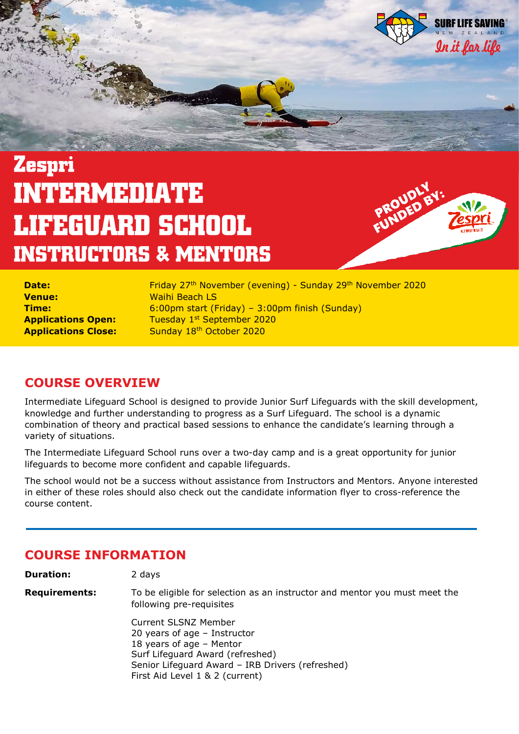SURF LIFE SAVING NEW ZEALAND

In it for life

# Zespri INTERMEDIATE LIFEGUARD SCHOOL INSTRUCTORS & MENTORS

PROUDLY FUNDED BY: Zespri KIWIFRUIT

**Date:** Friday 27th November (evening) - Sunday 29th November 2020
**Venue:** Waihi Beach LS
**Time:** 6:00pm start (Friday) – 3:00pm finish (Sunday)
**Applications Open:** Tuesday 1st September 2020
**Applications Close:** Sunday 18th October 2020

## COURSE OVERVIEW

Intermediate Lifeguard School is designed to provide Junior Surf Lifeguards with the skill development, knowledge and further understanding to progress as a Surf Lifeguard. The school is a dynamic combination of theory and practical based sessions to enhance the candidate's learning through a variety of situations.

The Intermediate Lifeguard School runs over a two-day camp and is a great opportunity for junior lifeguards to become more confident and capable lifeguards.

The school would not be a success without assistance from Instructors and Mentors. Anyone interested in either of these roles should also check out the candidate information flyer to cross-reference the course content.

## COURSE INFORMATION

**Duration:** 2 days

**Requirements:** To be eligible for selection as an instructor and mentor you must meet the following pre-requisites

Current SLSNZ Member
20 years of age – Instructor
18 years of age – Mentor
Surf Lifeguard Award (refreshed)
Senior Lifeguard Award – IRB Drivers (refreshed)
First Aid Level 1 & 2 (current)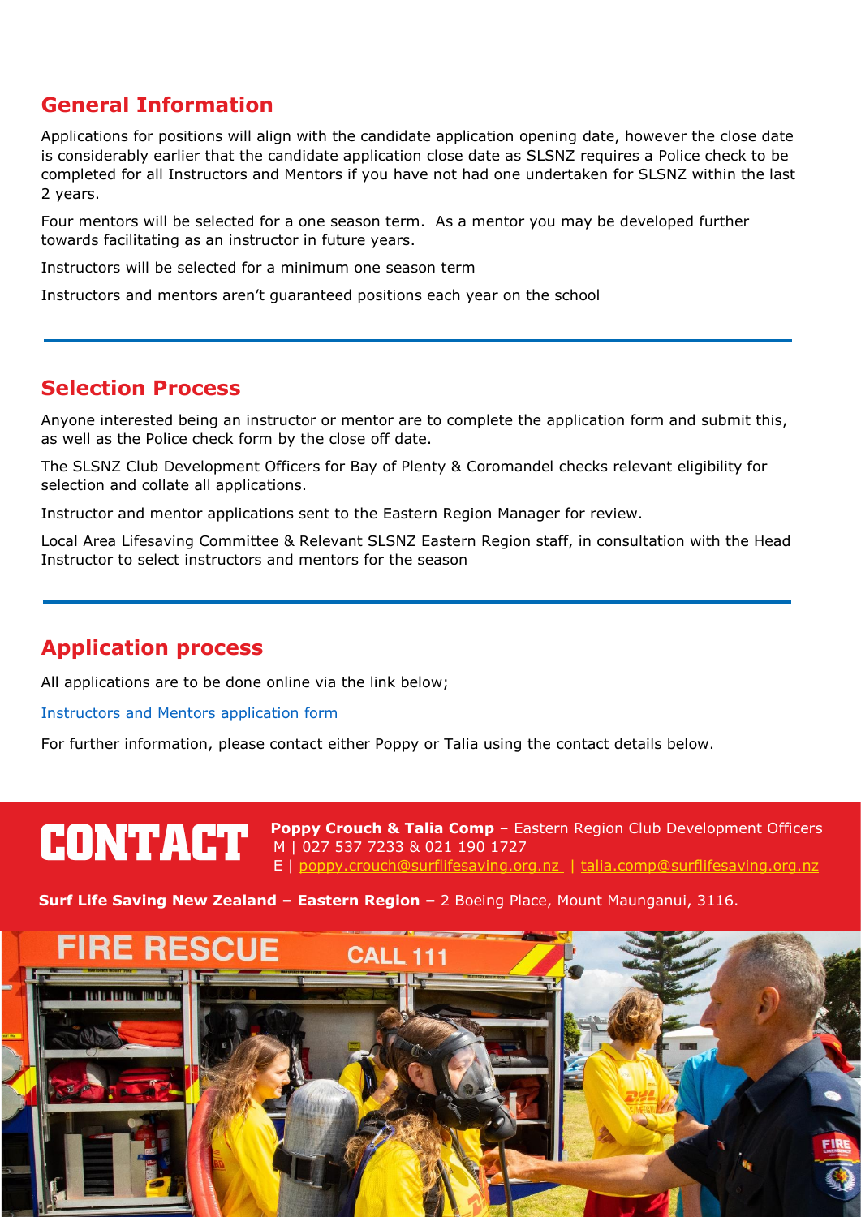## General Information

Applications for positions will align with the candidate application opening date, however the close date is considerably earlier that the candidate application close date as SLSNZ requires a Police check to be completed for all Instructors and Mentors if you have not had one undertaken for SLSNZ within the last 2 years.

Four mentors will be selected for a one season term. As a mentor you may be developed further towards facilitating as an instructor in future years.

Instructors will be selected for a minimum one season term

Instructors and mentors aren't guaranteed positions each year on the school

## Selection Process

Anyone interested being an instructor or mentor are to complete the application form and submit this, as well as the Police check form by the close off date.

The SLSNZ Club Development Officers for Bay of Plenty & Coromandel checks relevant eligibility for selection and collate all applications.

Instructor and mentor applications sent to the Eastern Region Manager for review.

Local Area Lifesaving Committee & Relevant SLSNZ Eastern Region staff, in consultation with the Head Instructor to select instructors and mentors for the season

## Application process

All applications are to be done online via the link below;

Instructors and Mentors application form

For further information, please contact either Poppy or Talia using the contact details below.

## CONTACT

**Poppy Crouch & Talia Comp** – Eastern Region Club Development Officers
M | 027 537 7233 & 021 190 1727
E | poppy.crouch@surflifesaving.org.nz | talia.comp@surflifesaving.org.nz

**Surf Life Saving New Zealand – Eastern Region –** 2 Boeing Place, Mount Maunganui, 3116.